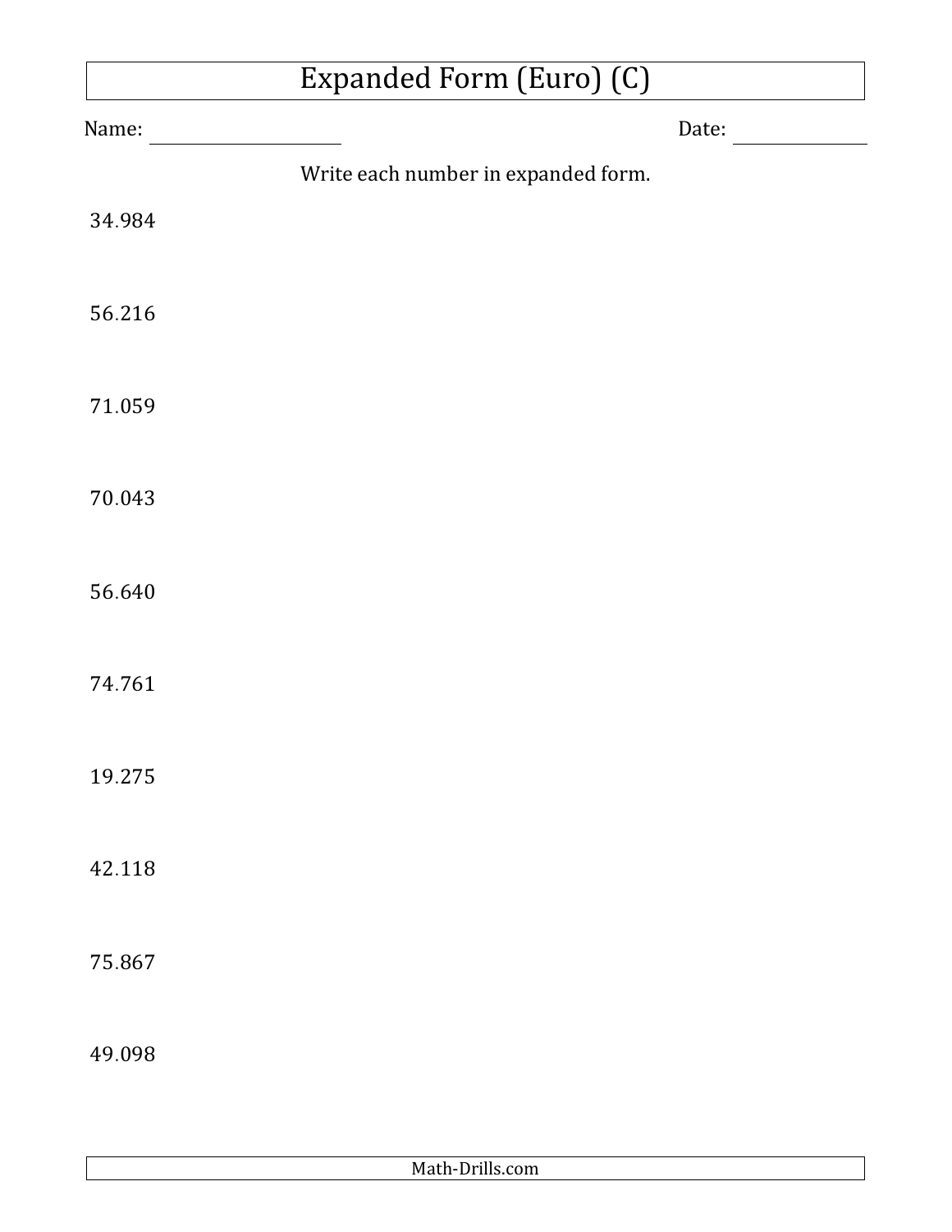# Expanded Form (Euro) (C)

Name: ____________________ Date: ______________

Write each number in expanded form.

34.984

56.216

71.059

70.043

56.640

74.761

19.275

42.118

75.867

49.098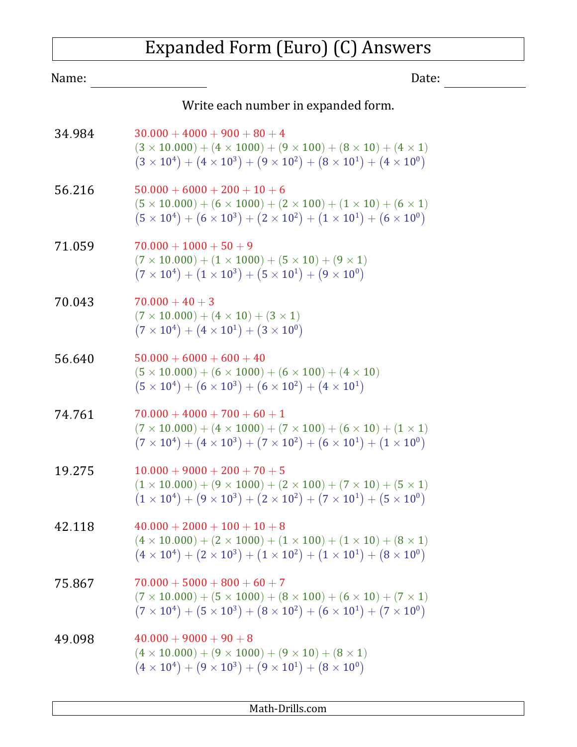# Expanded Form (Euro) (C) Answers

Name: ____________________ Date: ____________

Write each number in expanded form.

34.984
$30.000 + 4000 + 900 + 80 + 4$
$(3 \times 10.000) + (4 \times 1000) + (9 \times 100) + (8 \times 10) + (4 \times 1)$
$(3 \times 10^4) + (4 \times 10^3) + (9 \times 10^2) + (8 \times 10^1) + (4 \times 10^0)$

56.216
$50.000 + 6000 + 200 + 10 + 6$
$(5 \times 10.000) + (6 \times 1000) + (2 \times 100) + (1 \times 10) + (6 \times 1)$
$(5 \times 10^4) + (6 \times 10^3) + (2 \times 10^2) + (1 \times 10^1) + (6 \times 10^0)$

71.059
$70.000 + 1000 + 50 + 9$
$(7 \times 10.000) + (1 \times 1000) + (5 \times 10) + (9 \times 1)$
$(7 \times 10^4) + (1 \times 10^3) + (5 \times 10^1) + (9 \times 10^0)$

70.043
$70.000 + 40 + 3$
$(7 \times 10.000) + (4 \times 10) + (3 \times 1)$
$(7 \times 10^4) + (4 \times 10^1) + (3 \times 10^0)$

56.640
$50.000 + 6000 + 600 + 40$
$(5 \times 10.000) + (6 \times 1000) + (6 \times 100) + (4 \times 10)$
$(5 \times 10^4) + (6 \times 10^3) + (6 \times 10^2) + (4 \times 10^1)$

74.761
$70.000 + 4000 + 700 + 60 + 1$
$(7 \times 10.000) + (4 \times 1000) + (7 \times 100) + (6 \times 10) + (1 \times 1)$
$(7 \times 10^4) + (4 \times 10^3) + (7 \times 10^2) + (6 \times 10^1) + (1 \times 10^0)$

19.275
$10.000 + 9000 + 200 + 70 + 5$
$(1 \times 10.000) + (9 \times 1000) + (2 \times 100) + (7 \times 10) + (5 \times 1)$
$(1 \times 10^4) + (9 \times 10^3) + (2 \times 10^2) + (7 \times 10^1) + (5 \times 10^0)$

42.118
$40.000 + 2000 + 100 + 10 + 8$
$(4 \times 10.000) + (2 \times 1000) + (1 \times 100) + (1 \times 10) + (8 \times 1)$
$(4 \times 10^4) + (2 \times 10^3) + (1 \times 10^2) + (1 \times 10^1) + (8 \times 10^0)$

75.867
$70.000 + 5000 + 800 + 60 + 7$
$(7 \times 10.000) + (5 \times 1000) + (8 \times 100) + (6 \times 10) + (7 \times 1)$
$(7 \times 10^4) + (5 \times 10^3) + (8 \times 10^2) + (6 \times 10^1) + (7 \times 10^0)$

49.098
$40.000 + 9000 + 90 + 8$
$(4 \times 10.000) + (9 \times 1000) + (9 \times 10) + (8 \times 1)$
$(4 \times 10^4) + (9 \times 10^3) + (9 \times 10^1) + (8 \times 10^0)$

Math-Drills.com